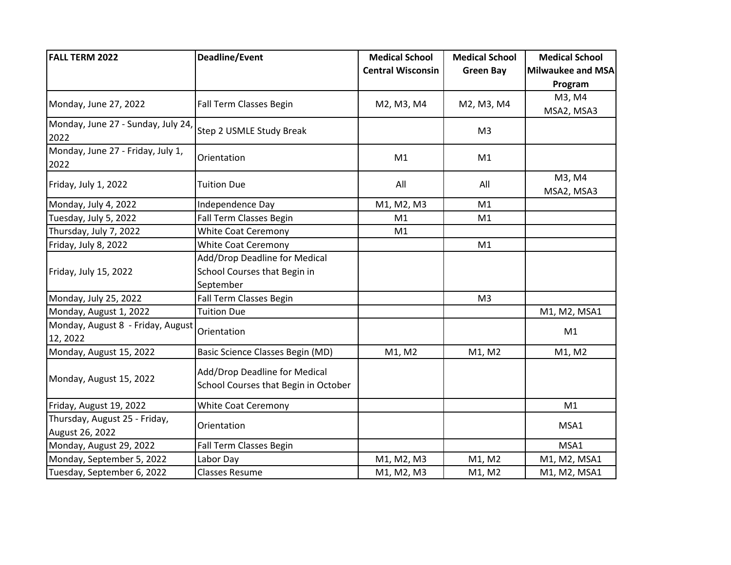| FALL TERM 2022 | Deadline/Event | Medical School Central Wisconsin | Medical School Green Bay | Medical School Milwaukee and MSA Program |
|---|---|---|---|---|
| Monday, June 27, 2022 | Fall Term Classes Begin | M2, M3, M4 | M2, M3, M4 | M3, M4 MSA2, MSA3 |
| Monday, June 27 - Sunday, July 24, 2022 | Step 2 USMLE Study Break | | M3 | |
| Monday, June 27 - Friday, July 1, 2022 | Orientation | M1 | M1 | |
| Friday, July 1, 2022 | Tuition Due | All | All | M3, M4 MSA2, MSA3 |
| Monday, July 4, 2022 | Independence Day | M1, M2, M3 | M1 | |
| Tuesday, July 5, 2022 | Fall Term Classes Begin | M1 | M1 | |
| Thursday, July 7, 2022 | White Coat Ceremony | M1 | | |
| Friday, July 8, 2022 | White Coat Ceremony | | M1 | |
| Friday, July 15, 2022 | Add/Drop Deadline for Medical School Courses that Begin in September | | | |
| Monday, July 25, 2022 | Fall Term Classes Begin | | M3 | |
| Monday, August 1, 2022 | Tuition Due | | | M1, M2, MSA1 |
| Monday, August 8 - Friday, August 12, 2022 | Orientation | | | M1 |
| Monday, August 15, 2022 | Basic Science Classes Begin (MD) | M1, M2 | M1, M2 | M1, M2 |
| Monday, August 15, 2022 | Add/Drop Deadline for Medical School Courses that Begin in October | | | |
| Friday, August 19, 2022 | White Coat Ceremony | | | M1 |
| Thursday, August 25 - Friday, August 26, 2022 | Orientation | | | MSA1 |
| Monday, August 29, 2022 | Fall Term Classes Begin | | | MSA1 |
| Monday, September 5, 2022 | Labor Day | M1, M2, M3 | M1, M2 | M1, M2, MSA1 |
| Tuesday, September 6, 2022 | Classes Resume | M1, M2, M3 | M1, M2 | M1, M2, MSA1 |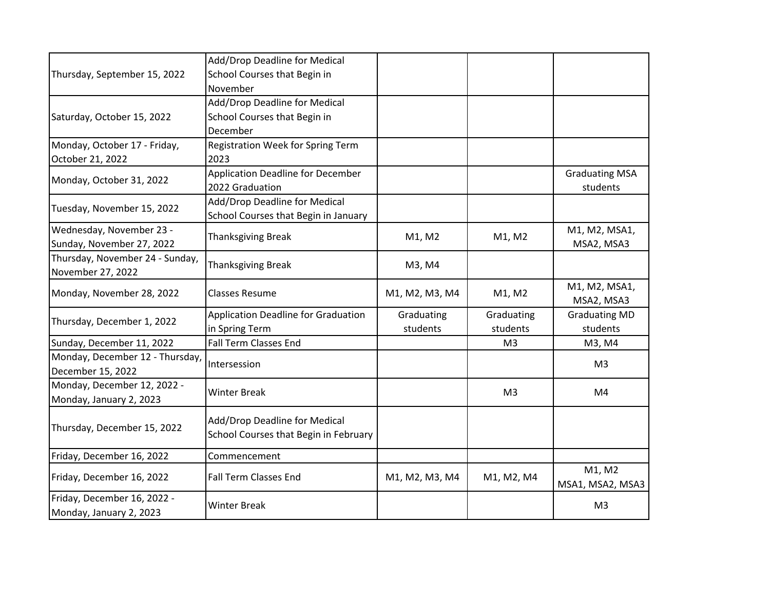| | | | | |
|---|---|---|---|---|
| Thursday, September 15, 2022 | Add/Drop Deadline for Medical School Courses that Begin in November | | | |
| Saturday, October 15, 2022 | Add/Drop Deadline for Medical School Courses that Begin in December | | | |
| Monday, October 17 - Friday, October 21, 2022 | Registration Week for Spring Term 2023 | | | |
| Monday, October 31, 2022 | Application Deadline for December 2022 Graduation | | | Graduating MSA students |
| Tuesday, November 15, 2022 | Add/Drop Deadline for Medical School Courses that Begin in January | | | |
| Wednesday, November 23 - Sunday, November 27, 2022 | Thanksgiving Break | M1, M2 | M1, M2 | M1, M2, MSA1, MSA2, MSA3 |
| Thursday, November 24 - Sunday, November 27, 2022 | Thanksgiving Break | M3, M4 | | |
| Monday, November 28, 2022 | Classes Resume | M1, M2, M3, M4 | M1, M2 | M1, M2, MSA1, MSA2, MSA3 |
| Thursday, December 1, 2022 | Application Deadline for Graduation in Spring Term | Graduating students | Graduating students | Graduating MD students |
| Sunday, December 11, 2022 | Fall Term Classes End | | M3 | M3, M4 |
| Monday, December 12 - Thursday, December 15, 2022 | Intersession | | | M3 |
| Monday, December 12, 2022 - Monday, January 2, 2023 | Winter Break | | M3 | M4 |
| Thursday, December 15, 2022 | Add/Drop Deadline for Medical School Courses that Begin in February | | | |
| Friday, December 16, 2022 | Commencement | | | |
| Friday, December 16, 2022 | Fall Term Classes End | M1, M2, M3, M4 | M1, M2, M4 | M1, M2 MSA1, MSA2, MSA3 |
| Friday, December 16, 2022 - Monday, January 2, 2023 | Winter Break | | | M3 |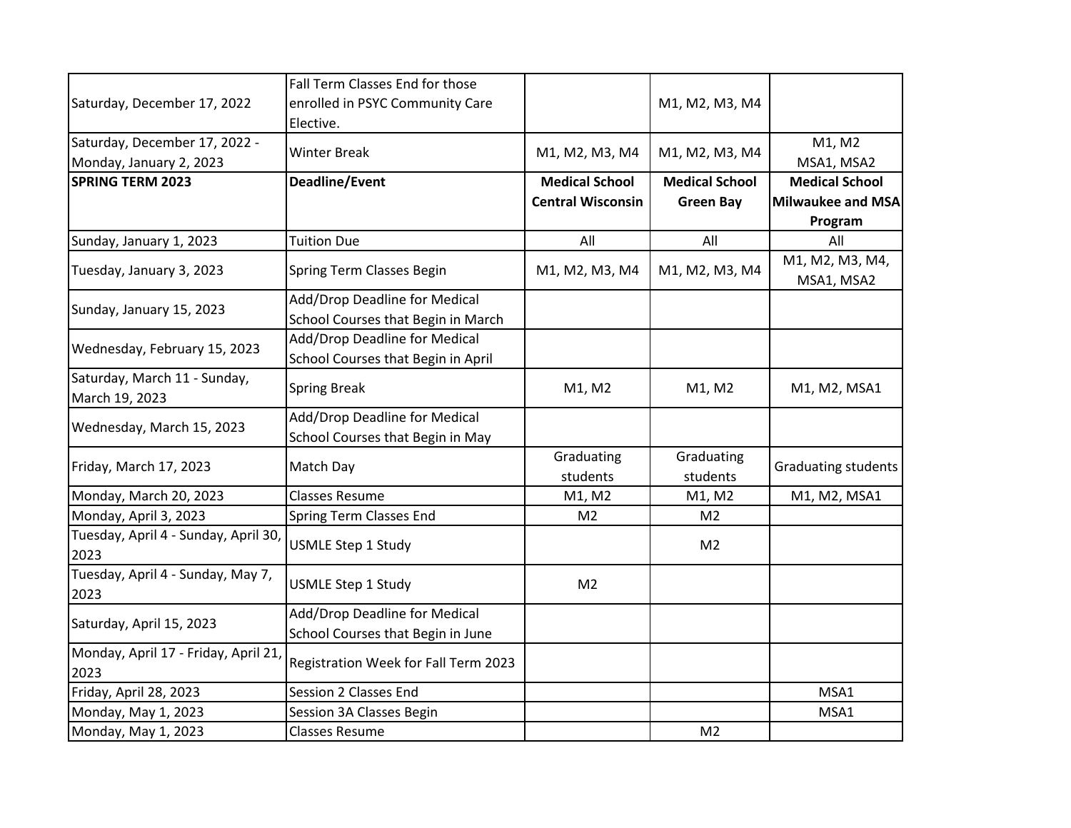| | | | | |
|---|---|---|---|---|
| Saturday, December 17, 2022 | Fall Term Classes End for those enrolled in PSYC Community Care Elective. | | M1, M2, M3, M4 | |
| Saturday, December 17, 2022 - Monday, January 2, 2023 | Winter Break | M1, M2, M3, M4 | M1, M2, M3, M4 | M1, M2 MSA1, MSA2 |
| **SPRING TERM 2023** | **Deadline/Event** | **Medical School Central Wisconsin** | **Medical School Green Bay** | **Medical School Milwaukee and MSA Program** |
| Sunday, January 1, 2023 | Tuition Due | All | All | All |
| Tuesday, January 3, 2023 | Spring Term Classes Begin | M1, M2, M3, M4 | M1, M2, M3, M4 | M1, M2, M3, M4, MSA1, MSA2 |
| Sunday, January 15, 2023 | Add/Drop Deadline for Medical School Courses that Begin in March | | | |
| Wednesday, February 15, 2023 | Add/Drop Deadline for Medical School Courses that Begin in April | | | |
| Saturday, March 11 - Sunday, March 19, 2023 | Spring Break | M1, M2 | M1, M2 | M1, M2, MSA1 |
| Wednesday, March 15, 2023 | Add/Drop Deadline for Medical School Courses that Begin in May | | | |
| Friday, March 17, 2023 | Match Day | Graduating students | Graduating students | Graduating students |
| Monday, March 20, 2023 | Classes Resume | M1, M2 | M1, M2 | M1, M2, MSA1 |
| Monday, April 3, 2023 | Spring Term Classes End | M2 | M2 | |
| Tuesday, April 4 - Sunday, April 30, 2023 | USMLE Step 1 Study | | M2 | |
| Tuesday, April 4 - Sunday, May 7, 2023 | USMLE Step 1 Study | M2 | | |
| Saturday, April 15, 2023 | Add/Drop Deadline for Medical School Courses that Begin in June | | | |
| Monday, April 17 - Friday, April 21, 2023 | Registration Week for Fall Term 2023 | | | |
| Friday, April 28, 2023 | Session 2 Classes End | | | MSA1 |
| Monday, May 1, 2023 | Session 3A Classes Begin | | | MSA1 |
| Monday, May 1, 2023 | Classes Resume | | M2 | |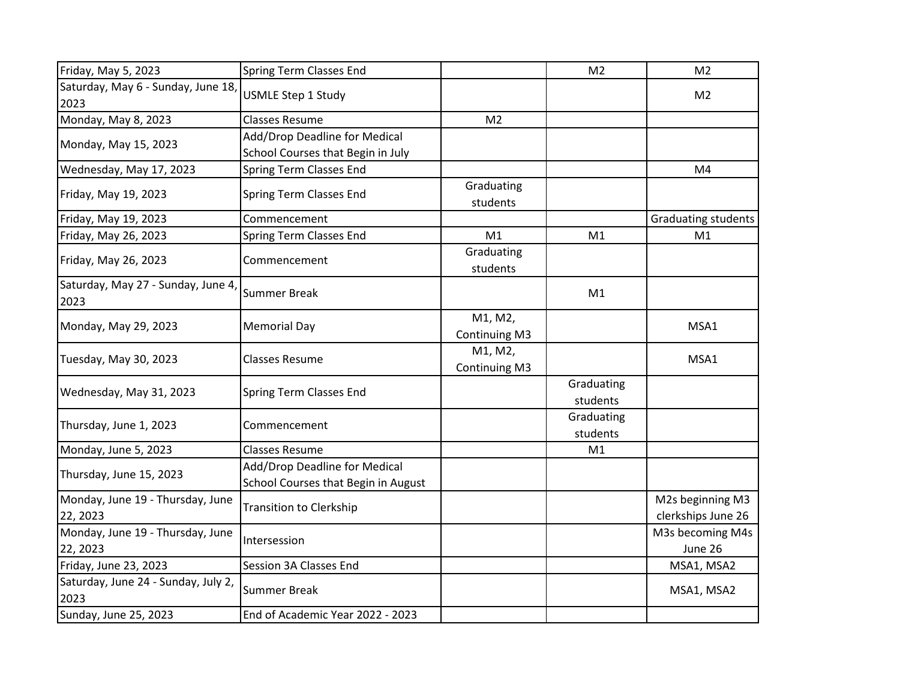| | | | | |
|---|---|---|---|---|
| Friday, May 5, 2023 | Spring Term Classes End | | M2 | M2 |
| Saturday, May 6 - Sunday, June 18, 2023 | USMLE Step 1 Study | | | M2 |
| Monday, May 8, 2023 | Classes Resume | M2 | | |
| Monday, May 15, 2023 | Add/Drop Deadline for Medical School Courses that Begin in July | | | |
| Wednesday, May 17, 2023 | Spring Term Classes End | | | M4 |
| Friday, May 19, 2023 | Spring Term Classes End | Graduating students | | |
| Friday, May 19, 2023 | Commencement | | | Graduating students |
| Friday, May 26, 2023 | Spring Term Classes End | M1 | M1 | M1 |
| Friday, May 26, 2023 | Commencement | Graduating students | | |
| Saturday, May 27 - Sunday, June 4, 2023 | Summer Break | | M1 | |
| Monday, May 29, 2023 | Memorial Day | M1, M2, Continuing M3 | | MSA1 |
| Tuesday, May 30, 2023 | Classes Resume | M1, M2, Continuing M3 | | MSA1 |
| Wednesday, May 31, 2023 | Spring Term Classes End | | Graduating students | |
| Thursday, June 1, 2023 | Commencement | | Graduating students | |
| Monday, June 5, 2023 | Classes Resume | | M1 | |
| Thursday, June 15, 2023 | Add/Drop Deadline for Medical School Courses that Begin in August | | | |
| Monday, June 19 - Thursday, June 22, 2023 | Transition to Clerkship | | | M2s beginning M3 clerkships June 26 |
| Monday, June 19 - Thursday, June 22, 2023 | Intersession | | | M3s becoming M4s June 26 |
| Friday, June 23, 2023 | Session 3A Classes End | | | MSA1, MSA2 |
| Saturday, June 24 - Sunday, July 2, 2023 | Summer Break | | | MSA1, MSA2 |
| Sunday, June 25, 2023 | End of Academic Year 2022 - 2023 | | | |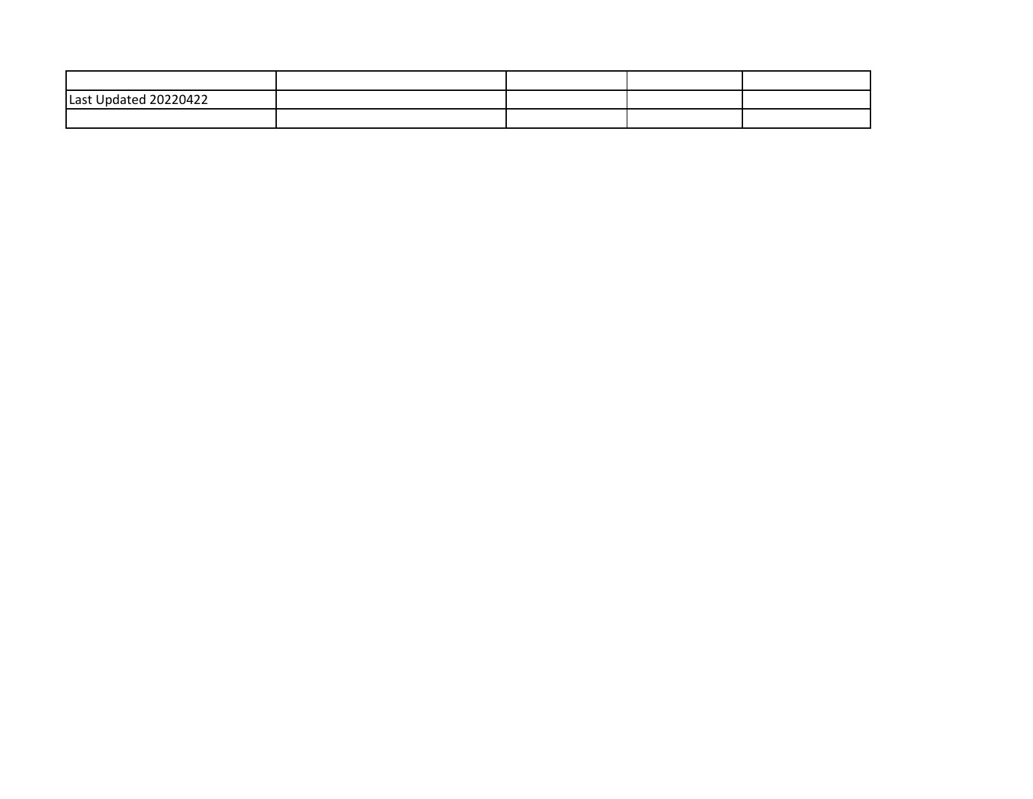| | | | | |
|---|---|---|---|---|
| | | | | |
| Last Updated 20220422 | | | | |
| | | | | |